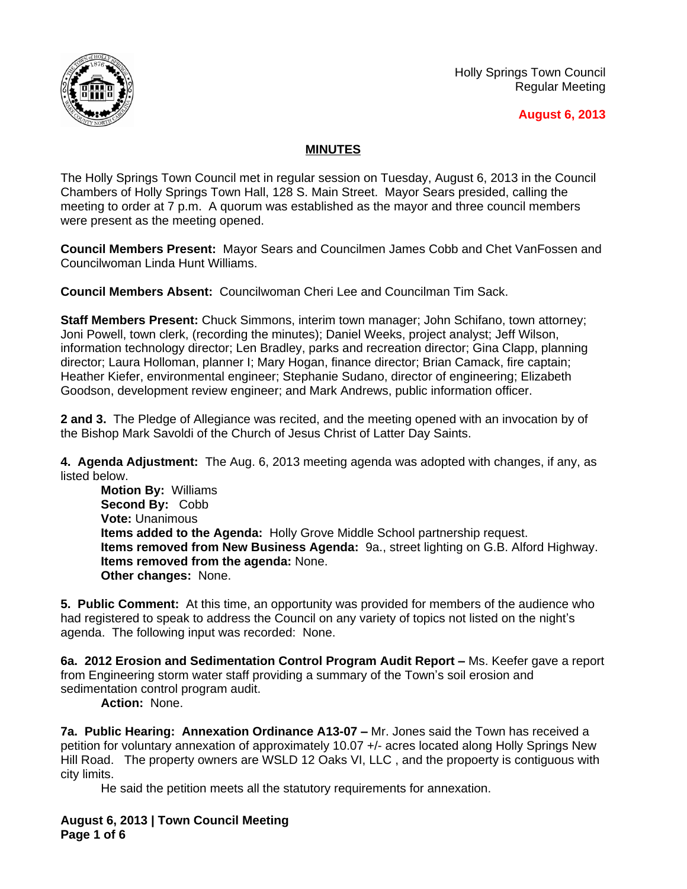Holly Springs Town Council
Regular Meeting

**August 6, 2013**

## MINUTES

The Holly Springs Town Council met in regular session on Tuesday, August 6, 2013 in the Council Chambers of Holly Springs Town Hall, 128 S. Main Street. Mayor Sears presided, calling the meeting to order at 7 p.m. A quorum was established as the mayor and three council members were present as the meeting opened.

**Council Members Present:** Mayor Sears and Councilmen James Cobb and Chet VanFossen and Councilwoman Linda Hunt Williams.

**Council Members Absent:** Councilwoman Cheri Lee and Councilman Tim Sack.

**Staff Members Present:** Chuck Simmons, interim town manager; John Schifano, town attorney; Joni Powell, town clerk, (recording the minutes); Daniel Weeks, project analyst; Jeff Wilson, information technology director; Len Bradley, parks and recreation director; Gina Clapp, planning director; Laura Holloman, planner I; Mary Hogan, finance director; Brian Camack, fire captain; Heather Kiefer, environmental engineer; Stephanie Sudano, director of engineering; Elizabeth Goodson, development review engineer; and Mark Andrews, public information officer.

**2 and 3.** The Pledge of Allegiance was recited, and the meeting opened with an invocation by of the Bishop Mark Savoldi of the Church of Jesus Christ of Latter Day Saints.

**4. Agenda Adjustment:** The Aug. 6, 2013 meeting agenda was adopted with changes, if any, as listed below.

**Motion By:** Williams
**Second By:** Cobb
**Vote:** Unanimous
**Items added to the Agenda:** Holly Grove Middle School partnership request.
**Items removed from New Business Agenda:** 9a., street lighting on G.B. Alford Highway.
**Items removed from the agenda:** None.
**Other changes:** None.

**5. Public Comment:** At this time, an opportunity was provided for members of the audience who had registered to speak to address the Council on any variety of topics not listed on the night's agenda. The following input was recorded: None.

**6a. 2012 Erosion and Sedimentation Control Program Audit Report –** Ms. Keefer gave a report from Engineering storm water staff providing a summary of the Town's soil erosion and sedimentation control program audit.

**Action:** None.

**7a. Public Hearing: Annexation Ordinance A13-07 –** Mr. Jones said the Town has received a petition for voluntary annexation of approximately 10.07 +/- acres located along Holly Springs New Hill Road. The property owners are WSLD 12 Oaks VI, LLC , and the propoerty is contiguous with city limits.

He said the petition meets all the statutory requirements for annexation.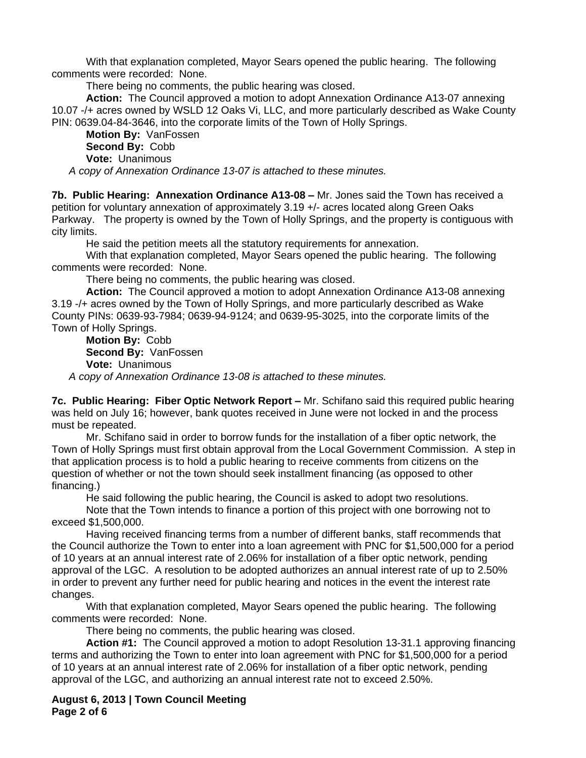With that explanation completed, Mayor Sears opened the public hearing. The following comments were recorded: None.

There being no comments, the public hearing was closed.

**Action:** The Council approved a motion to adopt Annexation Ordinance A13-07 annexing 10.07 -/+ acres owned by WSLD 12 Oaks Vi, LLC, and more particularly described as Wake County PIN: 0639.04-84-3646, into the corporate limits of the Town of Holly Springs.

**Motion By:** VanFossen
**Second By:** Cobb
**Vote:** Unanimous

*A copy of Annexation Ordinance 13-07 is attached to these minutes.*

**7b. Public Hearing: Annexation Ordinance A13-08 –** Mr. Jones said the Town has received a petition for voluntary annexation of approximately 3.19 +/- acres located along Green Oaks Parkway. The property is owned by the Town of Holly Springs, and the property is contiguous with city limits.

He said the petition meets all the statutory requirements for annexation.

With that explanation completed, Mayor Sears opened the public hearing. The following comments were recorded: None.

There being no comments, the public hearing was closed.

**Action:** The Council approved a motion to adopt Annexation Ordinance A13-08 annexing 3.19 -/+ acres owned by the Town of Holly Springs, and more particularly described as Wake County PINs: 0639-93-7984; 0639-94-9124; and 0639-95-3025, into the corporate limits of the Town of Holly Springs.

**Motion By:** Cobb
**Second By:** VanFossen
**Vote:** Unanimous

*A copy of Annexation Ordinance 13-08 is attached to these minutes.*

**7c. Public Hearing: Fiber Optic Network Report –** Mr. Schifano said this required public hearing was held on July 16; however, bank quotes received in June were not locked in and the process must be repeated.

Mr. Schifano said in order to borrow funds for the installation of a fiber optic network, the Town of Holly Springs must first obtain approval from the Local Government Commission. A step in that application process is to hold a public hearing to receive comments from citizens on the question of whether or not the town should seek installment financing (as opposed to other financing.)

He said following the public hearing, the Council is asked to adopt two resolutions.

Note that the Town intends to finance a portion of this project with one borrowing not to exceed $1,500,000.

Having received financing terms from a number of different banks, staff recommends that the Council authorize the Town to enter into a loan agreement with PNC for $1,500,000 for a period of 10 years at an annual interest rate of 2.06% for installation of a fiber optic network, pending approval of the LGC. A resolution to be adopted authorizes an annual interest rate of up to 2.50% in order to prevent any further need for public hearing and notices in the event the interest rate changes.

With that explanation completed, Mayor Sears opened the public hearing. The following comments were recorded: None.

There being no comments, the public hearing was closed.

**Action #1:** The Council approved a motion to adopt Resolution 13-31.1 approving financing terms and authorizing the Town to enter into loan agreement with PNC for $1,500,000 for a period of 10 years at an annual interest rate of 2.06% for installation of a fiber optic network, pending approval of the LGC, and authorizing an annual interest rate not to exceed 2.50%.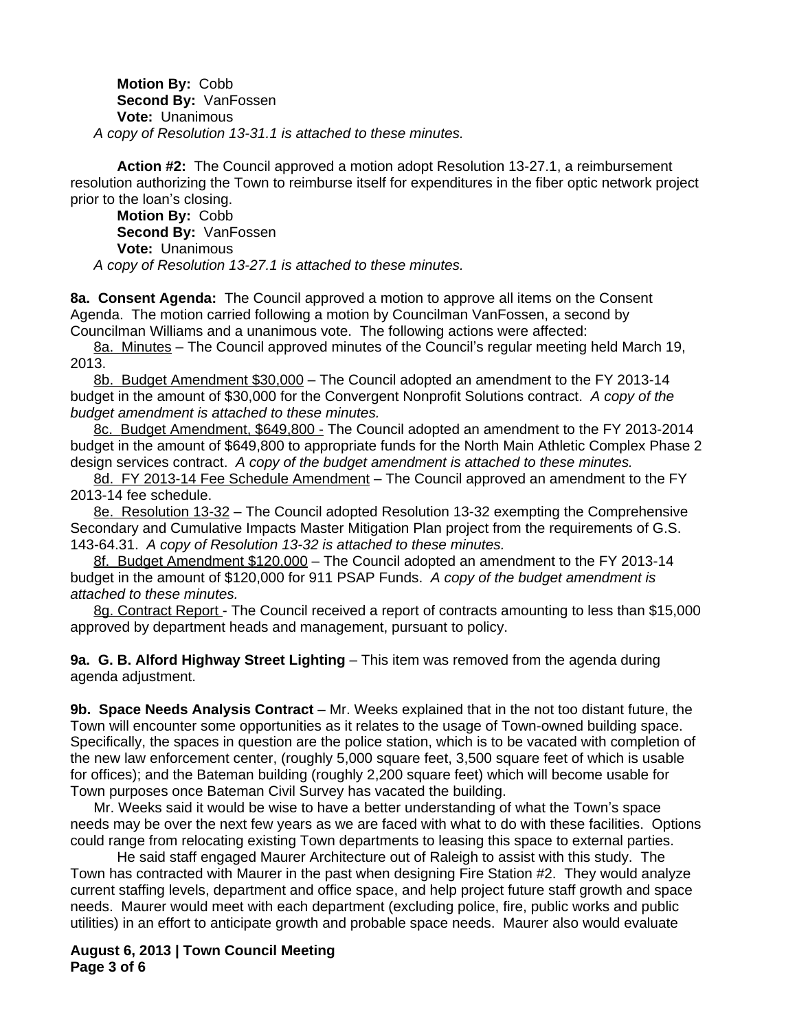**Motion By:** Cobb
**Second By:** VanFossen
**Vote:** Unanimous
*A copy of Resolution 13-31.1 is attached to these minutes.*

**Action #2:** The Council approved a motion adopt Resolution 13-27.1, a reimbursement resolution authorizing the Town to reimburse itself for expenditures in the fiber optic network project prior to the loan's closing.
**Motion By:** Cobb
**Second By:** VanFossen
**Vote:** Unanimous
*A copy of Resolution 13-27.1 is attached to these minutes.*

**8a. Consent Agenda:** The Council approved a motion to approve all items on the Consent Agenda. The motion carried following a motion by Councilman VanFossen, a second by Councilman Williams and a unanimous vote. The following actions were affected:

8a. Minutes – The Council approved minutes of the Council's regular meeting held March 19, 2013.

8b. Budget Amendment $30,000 – The Council adopted an amendment to the FY 2013-14 budget in the amount of $30,000 for the Convergent Nonprofit Solutions contract. *A copy of the budget amendment is attached to these minutes.*

8c. Budget Amendment, $649,800 - The Council adopted an amendment to the FY 2013-2014 budget in the amount of $649,800 to appropriate funds for the North Main Athletic Complex Phase 2 design services contract. *A copy of the budget amendment is attached to these minutes.*

8d. FY 2013-14 Fee Schedule Amendment – The Council approved an amendment to the FY 2013-14 fee schedule.

8e. Resolution 13-32 – The Council adopted Resolution 13-32 exempting the Comprehensive Secondary and Cumulative Impacts Master Mitigation Plan project from the requirements of G.S. 143-64.31. *A copy of Resolution 13-32 is attached to these minutes.*

8f. Budget Amendment $120,000 – The Council adopted an amendment to the FY 2013-14 budget in the amount of $120,000 for 911 PSAP Funds. *A copy of the budget amendment is attached to these minutes.*

8g. Contract Report - The Council received a report of contracts amounting to less than $15,000 approved by department heads and management, pursuant to policy.

**9a. G. B. Alford Highway Street Lighting** – This item was removed from the agenda during agenda adjustment.

**9b. Space Needs Analysis Contract** – Mr. Weeks explained that in the not too distant future, the Town will encounter some opportunities as it relates to the usage of Town-owned building space. Specifically, the spaces in question are the police station, which is to be vacated with completion of the new law enforcement center, (roughly 5,000 square feet, 3,500 square feet of which is usable for offices); and the Bateman building (roughly 2,200 square feet) which will become usable for Town purposes once Bateman Civil Survey has vacated the building.

Mr. Weeks said it would be wise to have a better understanding of what the Town's space needs may be over the next few years as we are faced with what to do with these facilities. Options could range from relocating existing Town departments to leasing this space to external parties.

He said staff engaged Maurer Architecture out of Raleigh to assist with this study. The Town has contracted with Maurer in the past when designing Fire Station #2. They would analyze current staffing levels, department and office space, and help project future staff growth and space needs. Maurer would meet with each department (excluding police, fire, public works and public utilities) in an effort to anticipate growth and probable space needs. Maurer also would evaluate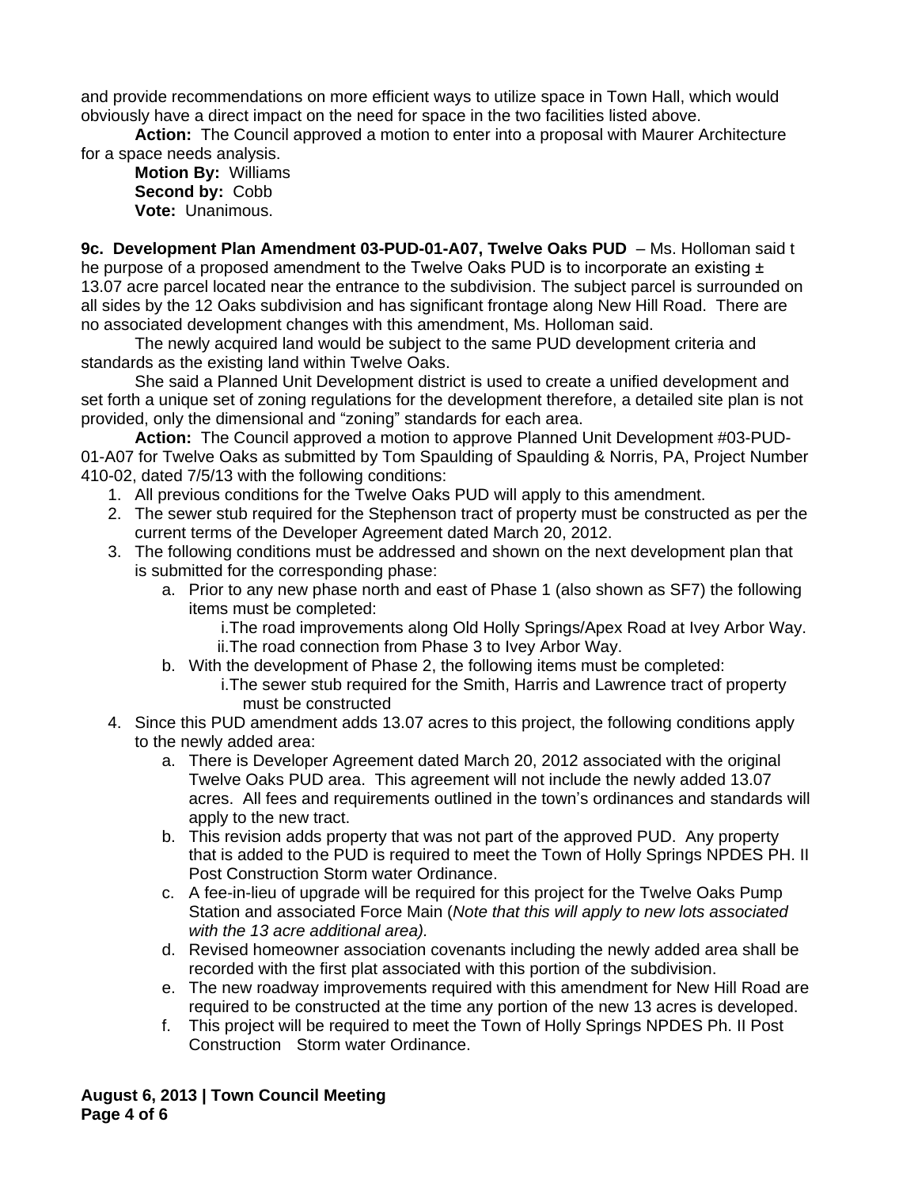and provide recommendations on more efficient ways to utilize space in Town Hall, which would obviously have a direct impact on the need for space in the two facilities listed above.

**Action:** The Council approved a motion to enter into a proposal with Maurer Architecture for a space needs analysis.

**Motion By:** Williams
**Second by:** Cobb
**Vote:** Unanimous.

**9c. Development Plan Amendment 03-PUD-01-A07, Twelve Oaks PUD** – Ms. Holloman said t he purpose of a proposed amendment to the Twelve Oaks PUD is to incorporate an existing ± 13.07 acre parcel located near the entrance to the subdivision. The subject parcel is surrounded on all sides by the 12 Oaks subdivision and has significant frontage along New Hill Road. There are no associated development changes with this amendment, Ms. Holloman said.

The newly acquired land would be subject to the same PUD development criteria and standards as the existing land within Twelve Oaks.

She said a Planned Unit Development district is used to create a unified development and set forth a unique set of zoning regulations for the development therefore, a detailed site plan is not provided, only the dimensional and "zoning" standards for each area.

**Action:** The Council approved a motion to approve Planned Unit Development #03-PUD-01-A07 for Twelve Oaks as submitted by Tom Spaulding of Spaulding & Norris, PA, Project Number 410-02, dated 7/5/13 with the following conditions:

1. All previous conditions for the Twelve Oaks PUD will apply to this amendment.
2. The sewer stub required for the Stephenson tract of property must be constructed as per the current terms of the Developer Agreement dated March 20, 2012.
3. The following conditions must be addressed and shown on the next development plan that is submitted for the corresponding phase:
   a. Prior to any new phase north and east of Phase 1 (also shown as SF7) the following items must be completed:
      i. The road improvements along Old Holly Springs/Apex Road at Ivey Arbor Way.
      ii. The road connection from Phase 3 to Ivey Arbor Way.
   b. With the development of Phase 2, the following items must be completed:
      i. The sewer stub required for the Smith, Harris and Lawrence tract of property must be constructed
4. Since this PUD amendment adds 13.07 acres to this project, the following conditions apply to the newly added area:
   a. There is Developer Agreement dated March 20, 2012 associated with the original Twelve Oaks PUD area. This agreement will not include the newly added 13.07 acres. All fees and requirements outlined in the town's ordinances and standards will apply to the new tract.
   b. This revision adds property that was not part of the approved PUD. Any property that is added to the PUD is required to meet the Town of Holly Springs NPDES PH. II Post Construction Storm water Ordinance.
   c. A fee-in-lieu of upgrade will be required for this project for the Twelve Oaks Pump Station and associated Force Main (*Note that this will apply to new lots associated with the 13 acre additional area).*
   d. Revised homeowner association covenants including the newly added area shall be recorded with the first plat associated with this portion of the subdivision.
   e. The new roadway improvements required with this amendment for New Hill Road are required to be constructed at the time any portion of the new 13 acres is developed.
   f. This project will be required to meet the Town of Holly Springs NPDES Ph. II Post Construction Storm water Ordinance.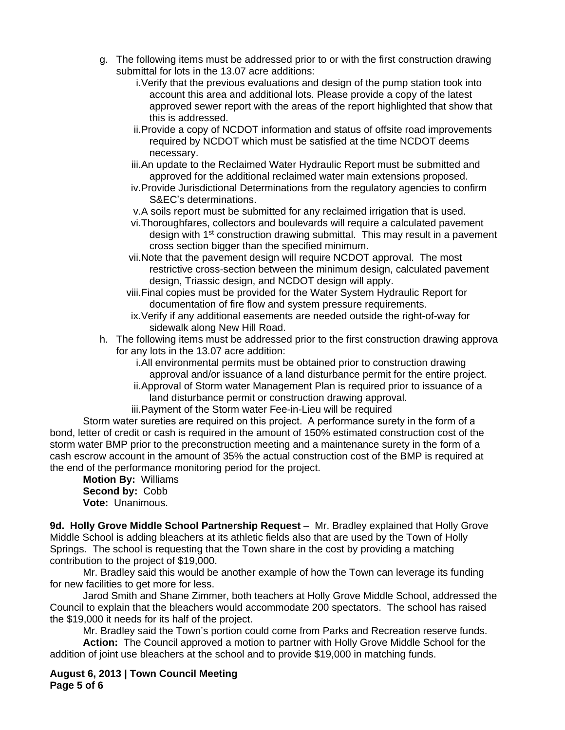g. The following items must be addressed prior to or with the first construction drawing submittal for lots in the 13.07 acre additions:
   i. Verify that the previous evaluations and design of the pump station took into account this area and additional lots. Please provide a copy of the latest approved sewer report with the areas of the report highlighted that show that this is addressed.
   ii. Provide a copy of NCDOT information and status of offsite road improvements required by NCDOT which must be satisfied at the time NCDOT deems necessary.
   iii. An update to the Reclaimed Water Hydraulic Report must be submitted and approved for the additional reclaimed water main extensions proposed.
   iv. Provide Jurisdictional Determinations from the regulatory agencies to confirm S&EC's determinations.
   v. A soils report must be submitted for any reclaimed irrigation that is used.
   vi. Thoroughfares, collectors and boulevards will require a calculated pavement design with 1st construction drawing submittal. This may result in a pavement cross section bigger than the specified minimum.
   vii. Note that the pavement design will require NCDOT approval. The most restrictive cross-section between the minimum design, calculated pavement design, Triassic design, and NCDOT design will apply.
   viii. Final copies must be provided for the Water System Hydraulic Report for documentation of fire flow and system pressure requirements.
   ix. Verify if any additional easements are needed outside the right-of-way for sidewalk along New Hill Road.

h. The following items must be addressed prior to the first construction drawing approva for any lots in the 13.07 acre addition:
   i. All environmental permits must be obtained prior to construction drawing approval and/or issuance of a land disturbance permit for the entire project.
   ii. Approval of Storm water Management Plan is required prior to issuance of a land disturbance permit or construction drawing approval.
   iii. Payment of the Storm water Fee-in-Lieu will be required

Storm water sureties are required on this project. A performance surety in the form of a bond, letter of credit or cash is required in the amount of 150% estimated construction cost of the storm water BMP prior to the preconstruction meeting and a maintenance surety in the form of a cash escrow account in the amount of 35% the actual construction cost of the BMP is required at the end of the performance monitoring period for the project.

**Motion By:** Williams
**Second by:** Cobb
**Vote:** Unanimous.

**9d. Holly Grove Middle School Partnership Request** – Mr. Bradley explained that Holly Grove Middle School is adding bleachers at its athletic fields also that are used by the Town of Holly Springs. The school is requesting that the Town share in the cost by providing a matching contribution to the project of $19,000.

Mr. Bradley said this would be another example of how the Town can leverage its funding for new facilities to get more for less.

Jarod Smith and Shane Zimmer, both teachers at Holly Grove Middle School, addressed the Council to explain that the bleachers would accommodate 200 spectators. The school has raised the $19,000 it needs for its half of the project.

Mr. Bradley said the Town's portion could come from Parks and Recreation reserve funds.

**Action:** The Council approved a motion to partner with Holly Grove Middle School for the addition of joint use bleachers at the school and to provide $19,000 in matching funds.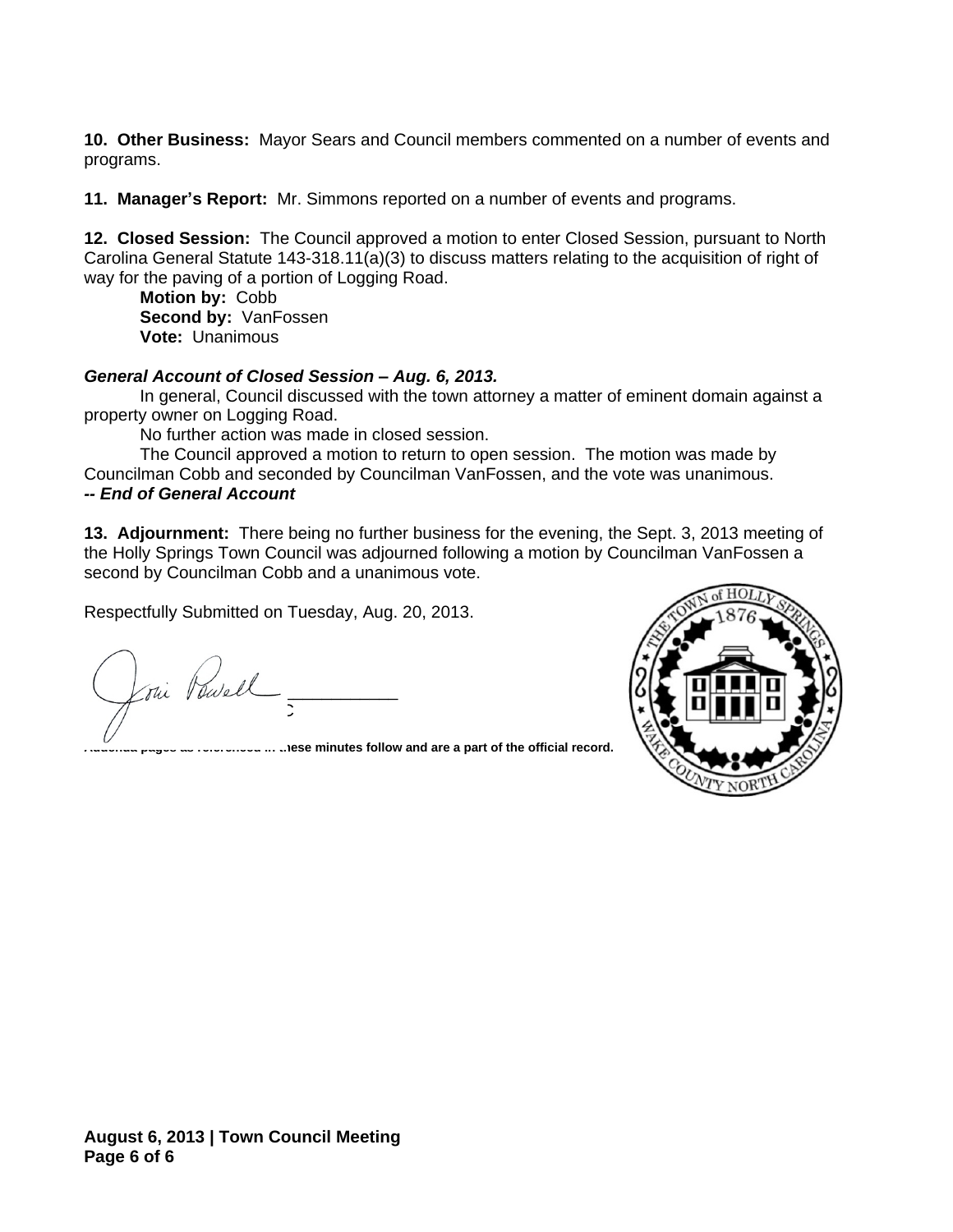**10. Other Business:** Mayor Sears and Council members commented on a number of events and programs.

**11. Manager's Report:** Mr. Simmons reported on a number of events and programs.

**12. Closed Session:** The Council approved a motion to enter Closed Session, pursuant to North Carolina General Statute 143-318.11(a)(3) to discuss matters relating to the acquisition of right of way for the paving of a portion of Logging Road.

**Motion by:** Cobb
**Second by:** VanFossen
**Vote:** Unanimous

***General Account of Closed Session – Aug. 6, 2013.***

In general, Council discussed with the town attorney a matter of eminent domain against a property owner on Logging Road.

No further action was made in closed session.

The Council approved a motion to return to open session. The motion was made by Councilman Cobb and seconded by Councilman VanFossen, and the vote was unanimous.

***-- End of General Account***

**13. Adjournment:** There being no further business for the evening, the Sept. 3, 2013 meeting of the Holly Springs Town Council was adjourned following a motion by Councilman VanFossen a second by Councilman Cobb and a unanimous vote.

Respectfully Submitted on Tuesday, Aug. 20, 2013.

Joni Powell

**Addenda pages as referenced in these minutes follow and are a part of the official record.**